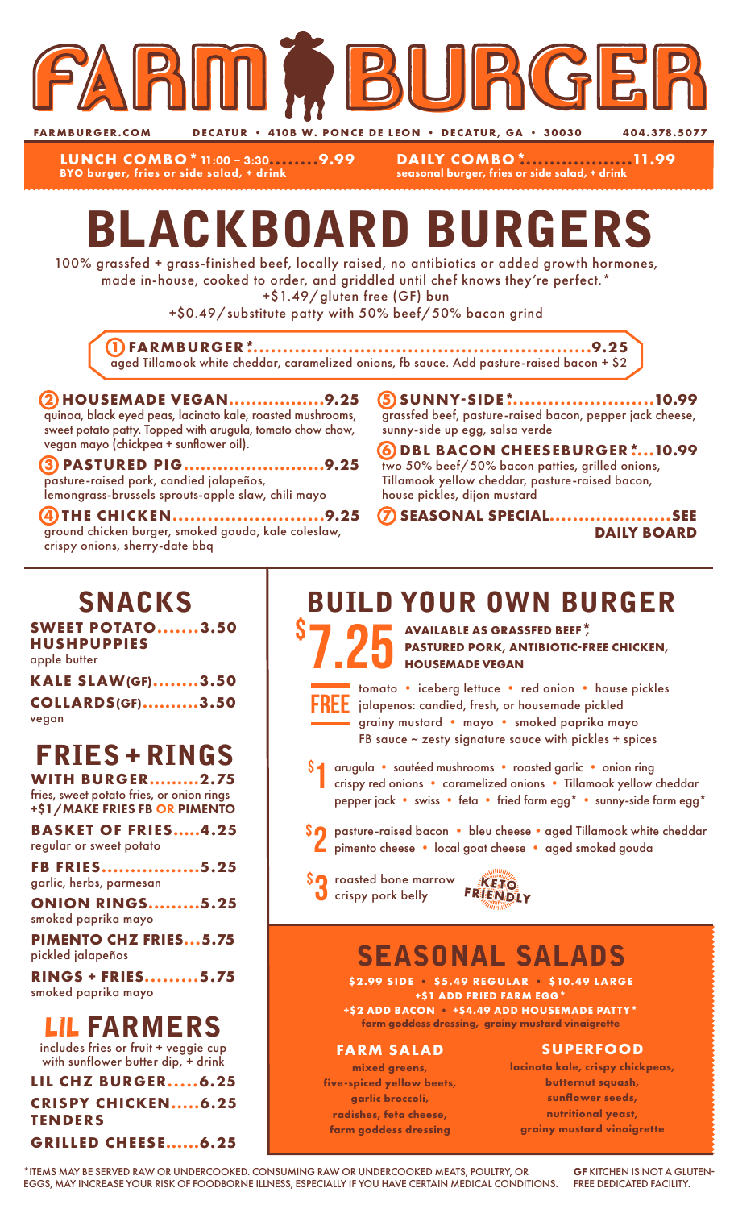# FARM BURGER

FARMBURGER.COM — DECATUR • 410B W. PONCE DE LEON • DECATUR, GA • 30030 — 404.378.5077

**LUNCH COMBO* 11:00 – 3:30........9.99**
BYO burger, fries or side salad, + drink

**DAILY COMBO*..................11.99**
seasonal burger, fries or side salad, + drink

# BLACKBOARD BURGERS

100% grassfed + grass-finished beef, locally raised, no antibiotics or added growth hormones, made in-house, cooked to order, and griddled until chef knows they're perfect.*
+$1.49/gluten free (GF) bun
+$0.49/substitute patty with 50% beef/50% bacon grind

**1 FARMBURGER*.........................................................9.25**
aged Tillamook white cheddar, caramelized onions, fb sauce. Add pasture-raised bacon + $2

**2 HOUSEMADE VEGAN.................9.25**
quinoa, black eyed peas, lacinato kale, roasted mushrooms, sweet potato patty. Topped with arugula, tomato chow chow, vegan mayo (chickpea + sunflower oil).

**3 PASTURED PIG.........................9.25**
pasture-raised pork, candied jalapeños, lemongrass-brussels sprouts-apple slaw, chili mayo

**4 THE CHICKEN..........................9.25**
ground chicken burger, smoked gouda, kale coleslaw, crispy onions, sherry-date bbq

**5 SUNNY-SIDE*........................10.99**
grassfed beef, pasture-raised bacon, pepper jack cheese, sunny-side up egg, salsa verde

**6 DBL BACON CHEESEBURGER*...10.99**
two 50% beef/50% bacon patties, grilled onions, Tillamook yellow cheddar, pasture-raised bacon, house pickles, dijon mustard

**7 SEASONAL SPECIAL.....................SEE DAILY BOARD**

## SNACKS

**SWEET POTATO HUSHPUPPIES.......3.50**
apple butter

**KALE SLAW(GF).........3.50**

**COLLARDS(GF)..........3.50**
vegan

## FRIES + RINGS

**WITH BURGER.........2.75**
fries, sweet potato fries, or onion rings
**+$1/MAKE FRIES FB OR PIMENTO**

**BASKET OF FRIES.....4.25**
regular or sweet potato

**FB FRIES.................5.25**
garlic, herbs, parmesan

**ONION RINGS.........5.25**
smoked paprika mayo

**PIMENTO CHZ FRIES...5.75**
pickled jalapeños

**RINGS + FRIES.........5.75**
smoked paprika mayo

## LIL FARMERS

includes fries or fruit + veggie cup with sunflower butter dip, + drink

**LIL CHZ BURGER.....6.25**

**CRISPY CHICKEN TENDERS.....6.25**

**GRILLED CHEESE......6.25**

## BUILD YOUR OWN BURGER

**$7.25** — **AVAILABLE AS GRASSFED BEEF*, PASTURED PORK, ANTIBIOTIC-FREE CHICKEN, HOUSEMADE VEGAN**

**FREE** — tomato • iceberg lettuce • red onion • house pickles • jalapenos: candied, fresh, or housemade pickled • grainy mustard • mayo • smoked paprika mayo • FB sauce ~ zesty signature sauce with pickles + spices

**$1** — arugula • sautéed mushrooms • roasted garlic • onion ring • crispy red onions • caramelized onions • Tillamook yellow cheddar • pepper jack • swiss • feta • fried farm egg* • sunny-side farm egg*

**$2** — pasture-raised bacon • bleu cheese • aged Tillamook white cheddar • pimento cheese • local goat cheese • aged smoked gouda

**$3** — roasted bone marrow • crispy pork belly — KETO FRIENDLY

## SEASONAL SALADS

**$2.99 SIDE • $5.49 REGULAR • $10.49 LARGE**
**+$1 ADD FRIED FARM EGG***
**+$2 ADD BACON • +$4.49 ADD HOUSEMADE PATTY***
farm goddess dressing, grainy mustard vinaigrette

**FARM SALAD**
mixed greens, five-spiced yellow beets, garlic broccoli, radishes, feta cheese, farm goddess dressing

**SUPERFOOD**
lacinato kale, crispy chickpeas, butternut squash, sunflower seeds, nutritional yeast, grainy mustard vinaigrette

*ITEMS MAY BE SERVED RAW OR UNDERCOOKED. CONSUMING RAW OR UNDERCOOKED MEATS, POULTRY, OR EGGS, MAY INCREASE YOUR RISK OF FOODBORNE ILLNESS, ESPECIALLY IF YOU HAVE CERTAIN MEDICAL CONDITIONS.

**GF** KITCHEN IS NOT A GLUTEN-FREE DEDICATED FACILITY.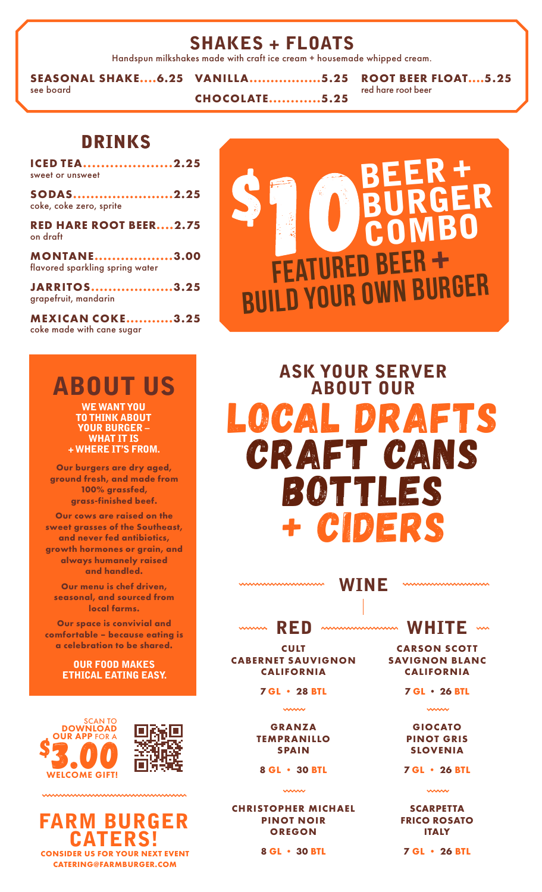## SHAKES + FLOATS

Handspun milkshakes made with craft ice cream + housemade whipped cream.

**SEASONAL SHAKE....6.25**
see board

**VANILLA.................5.25**

**CHOCOLATE............5.25**

**ROOT BEER FLOAT....5.25**
red hare root beer

## DRINKS

**ICED TEA.....................2.25**
sweet or unsweet

**SODAS.......................2.25**
coke, coke zero, sprite

**RED HARE ROOT BEER....2.75**
on draft

**MONTANE..................3.00**
flavored sparkling spring water

**JARRITOS..................3.25**
grapefruit, mandarin

**MEXICAN COKE...........3.25**
coke made with cane sugar

## $10 BEER + BURGER COMBO

FEATURED BEER + BUILD YOUR OWN BURGER

## ABOUT US

**WE WANT YOU TO THINK ABOUT YOUR BURGER – WHAT IT IS + WHERE IT'S FROM.**

**Our burgers are dry aged, ground fresh, and made from 100% grassfed, grass-finished beef.**

**Our cows are raised on the sweet grasses of the Southeast, and never fed antibiotics, growth hormones or grain, and always humanely raised and handled.**

**Our menu is chef driven, seasonal, and sourced from local farms.**

**Our space is convivial and comfortable – because eating is a celebration to be shared.**

**OUR FOOD MAKES ETHICAL EATING EASY.**

SCAN TO **DOWNLOAD OUR APP** FOR A **$3.00 WELCOME GIFT!**

## FARM BURGER CATERS!

**CONSIDER US FOR YOUR NEXT EVENT**
**CATERING@FARMBURGER.COM**

## ASK YOUR SERVER ABOUT OUR

# LOCAL DRAFTS CRAFT CANS BOTTLES + CIDERS

## WINE

### RED

**CULT**
**CABERNET SAUVIGNON**
**CALIFORNIA**

**7 GL • 28 BTL**

**GRANZA**
**TEMPRANILLO**
**SPAIN**

**8 GL • 30 BTL**

**CHRISTOPHER MICHAEL**
**PINOT NOIR**
**OREGON**

**8 GL • 30 BTL**

### WHITE

**CARSON SCOTT**
**SAVIGNON BLANC**
**CALIFORNIA**

**7 GL • 26 BTL**

**GIOCATO**
**PINOT GRIS**
**SLOVENIA**

**7 GL • 26 BTL**

**SCARPETTA**
**FRICO ROSATO**
**ITALY**

**7 GL • 26 BTL**